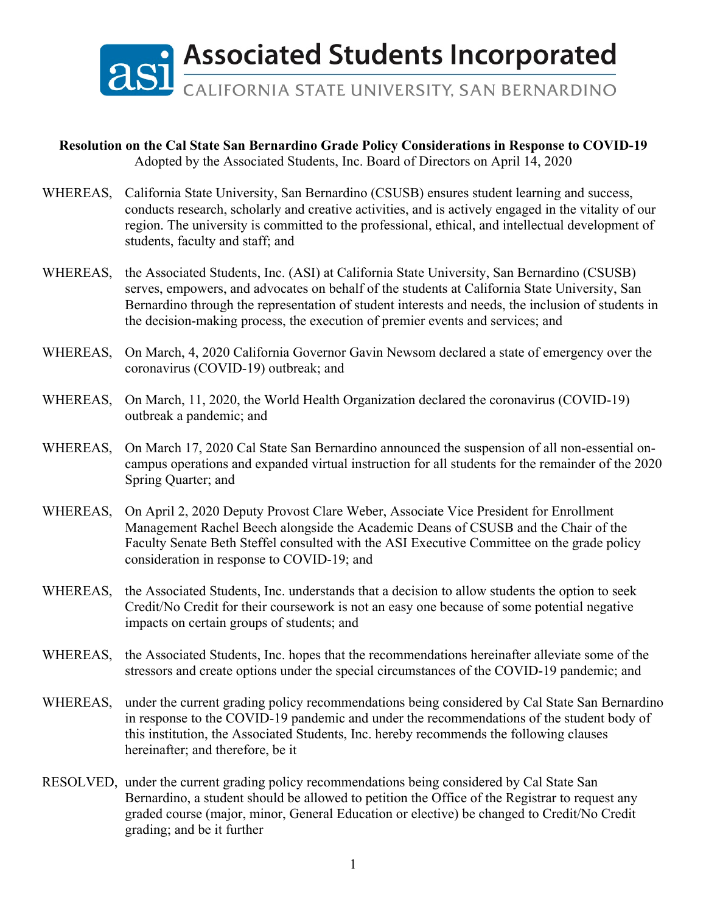# Associated Students Incorporated

CALIFORNIA STATE UNIVERSITY, SAN BERNARDINO

**Resolution on the Cal State San Bernardino Grade Policy Considerations in Response to COVID-19**

Adopted by the Associated Students, Inc. Board of Directors on April 14, 2020

WHEREAS, California State University, San Bernardino (CSUSB) ensures student learning and success, conducts research, scholarly and creative activities, and is actively engaged in the vitality of our region. The university is committed to the professional, ethical, and intellectual development of students, faculty and staff; and

WHEREAS, the Associated Students, Inc. (ASI) at California State University, San Bernardino (CSUSB) serves, empowers, and advocates on behalf of the students at California State University, San Bernardino through the representation of student interests and needs, the inclusion of students in the decision-making process, the execution of premier events and services; and

WHEREAS, On March, 4, 2020 California Governor Gavin Newsom declared a state of emergency over the coronavirus (COVID-19) outbreak; and

WHEREAS, On March, 11, 2020, the World Health Organization declared the coronavirus (COVID-19) outbreak a pandemic; and

WHEREAS, On March 17, 2020 Cal State San Bernardino announced the suspension of all non-essential on-campus operations and expanded virtual instruction for all students for the remainder of the 2020 Spring Quarter; and

WHEREAS, On April 2, 2020 Deputy Provost Clare Weber, Associate Vice President for Enrollment Management Rachel Beech alongside the Academic Deans of CSUSB and the Chair of the Faculty Senate Beth Steffel consulted with the ASI Executive Committee on the grade policy consideration in response to COVID-19; and

WHEREAS, the Associated Students, Inc. understands that a decision to allow students the option to seek Credit/No Credit for their coursework is not an easy one because of some potential negative impacts on certain groups of students; and

WHEREAS, the Associated Students, Inc. hopes that the recommendations hereinafter alleviate some of the stressors and create options under the special circumstances of the COVID-19 pandemic; and

WHEREAS, under the current grading policy recommendations being considered by Cal State San Bernardino in response to the COVID-19 pandemic and under the recommendations of the student body of this institution, the Associated Students, Inc. hereby recommends the following clauses hereinafter; and therefore, be it

RESOLVED, under the current grading policy recommendations being considered by Cal State San Bernardino, a student should be allowed to petition the Office of the Registrar to request any graded course (major, minor, General Education or elective) be changed to Credit/No Credit grading; and be it further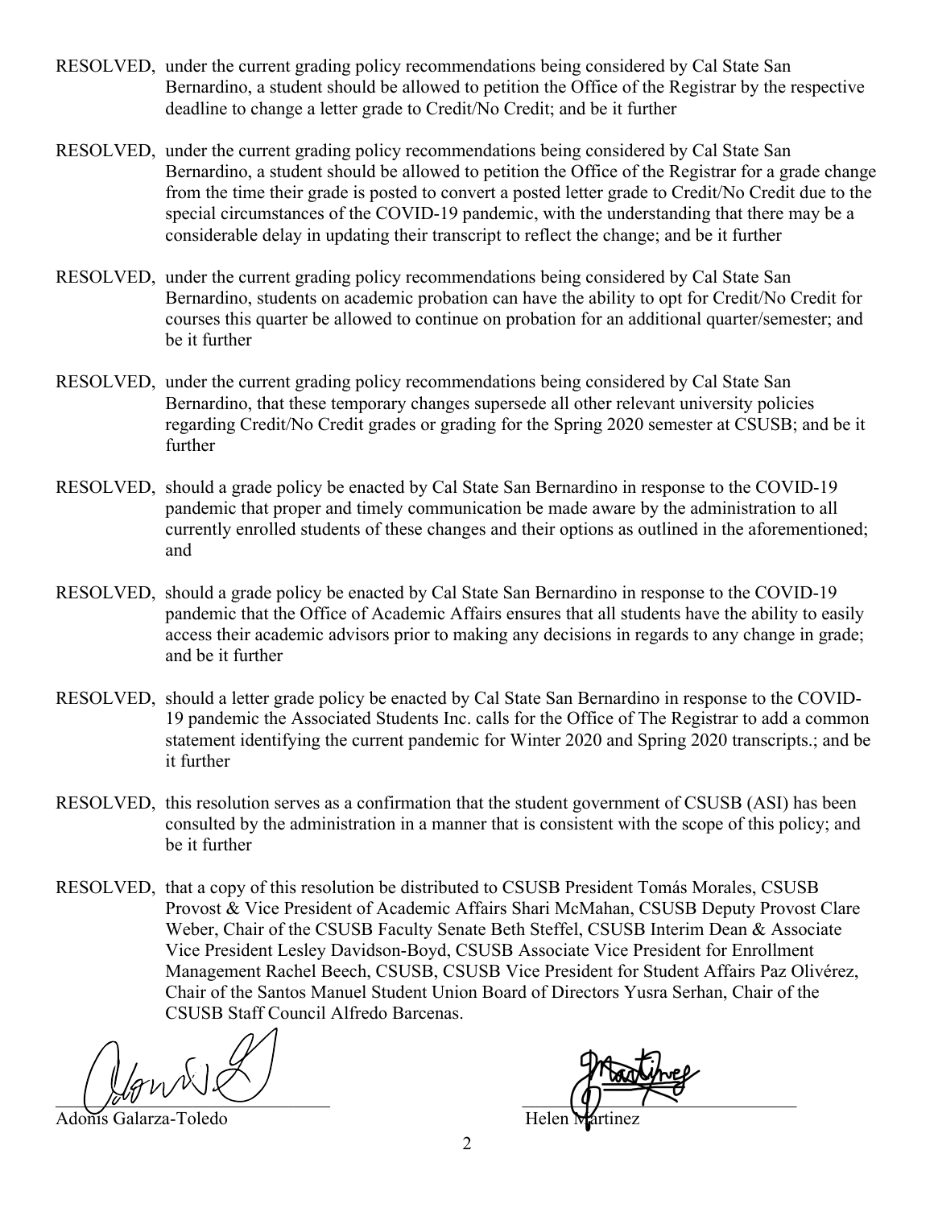RESOLVED, under the current grading policy recommendations being considered by Cal State San Bernardino, a student should be allowed to petition the Office of the Registrar by the respective deadline to change a letter grade to Credit/No Credit; and be it further

RESOLVED, under the current grading policy recommendations being considered by Cal State San Bernardino, a student should be allowed to petition the Office of the Registrar for a grade change from the time their grade is posted to convert a posted letter grade to Credit/No Credit due to the special circumstances of the COVID-19 pandemic, with the understanding that there may be a considerable delay in updating their transcript to reflect the change; and be it further

RESOLVED, under the current grading policy recommendations being considered by Cal State San Bernardino, students on academic probation can have the ability to opt for Credit/No Credit for courses this quarter be allowed to continue on probation for an additional quarter/semester; and be it further

RESOLVED, under the current grading policy recommendations being considered by Cal State San Bernardino, that these temporary changes supersede all other relevant university policies regarding Credit/No Credit grades or grading for the Spring 2020 semester at CSUSB; and be it further

RESOLVED, should a grade policy be enacted by Cal State San Bernardino in response to the COVID-19 pandemic that proper and timely communication be made aware by the administration to all currently enrolled students of these changes and their options as outlined in the aforementioned; and

RESOLVED, should a grade policy be enacted by Cal State San Bernardino in response to the COVID-19 pandemic that the Office of Academic Affairs ensures that all students have the ability to easily access their academic advisors prior to making any decisions in regards to any change in grade; and be it further

RESOLVED, should a letter grade policy be enacted by Cal State San Bernardino in response to the COVID-19 pandemic the Associated Students Inc. calls for the Office of The Registrar to add a common statement identifying the current pandemic for Winter 2020 and Spring 2020 transcripts.; and be it further

RESOLVED, this resolution serves as a confirmation that the student government of CSUSB (ASI) has been consulted by the administration in a manner that is consistent with the scope of this policy; and be it further

RESOLVED, that a copy of this resolution be distributed to CSUSB President Tomás Morales, CSUSB Provost & Vice President of Academic Affairs Shari McMahan, CSUSB Deputy Provost Clare Weber, Chair of the CSUSB Faculty Senate Beth Steffel, CSUSB Interim Dean & Associate Vice President Lesley Davidson-Boyd, CSUSB Associate Vice President for Enrollment Management Rachel Beech, CSUSB, CSUSB Vice President for Student Affairs Paz Olivérez, Chair of the Santos Manuel Student Union Board of Directors Yusra Serhan, Chair of the CSUSB Staff Council Alfredo Barcenas.

Adonis Galarza-Toledo

Helen Martinez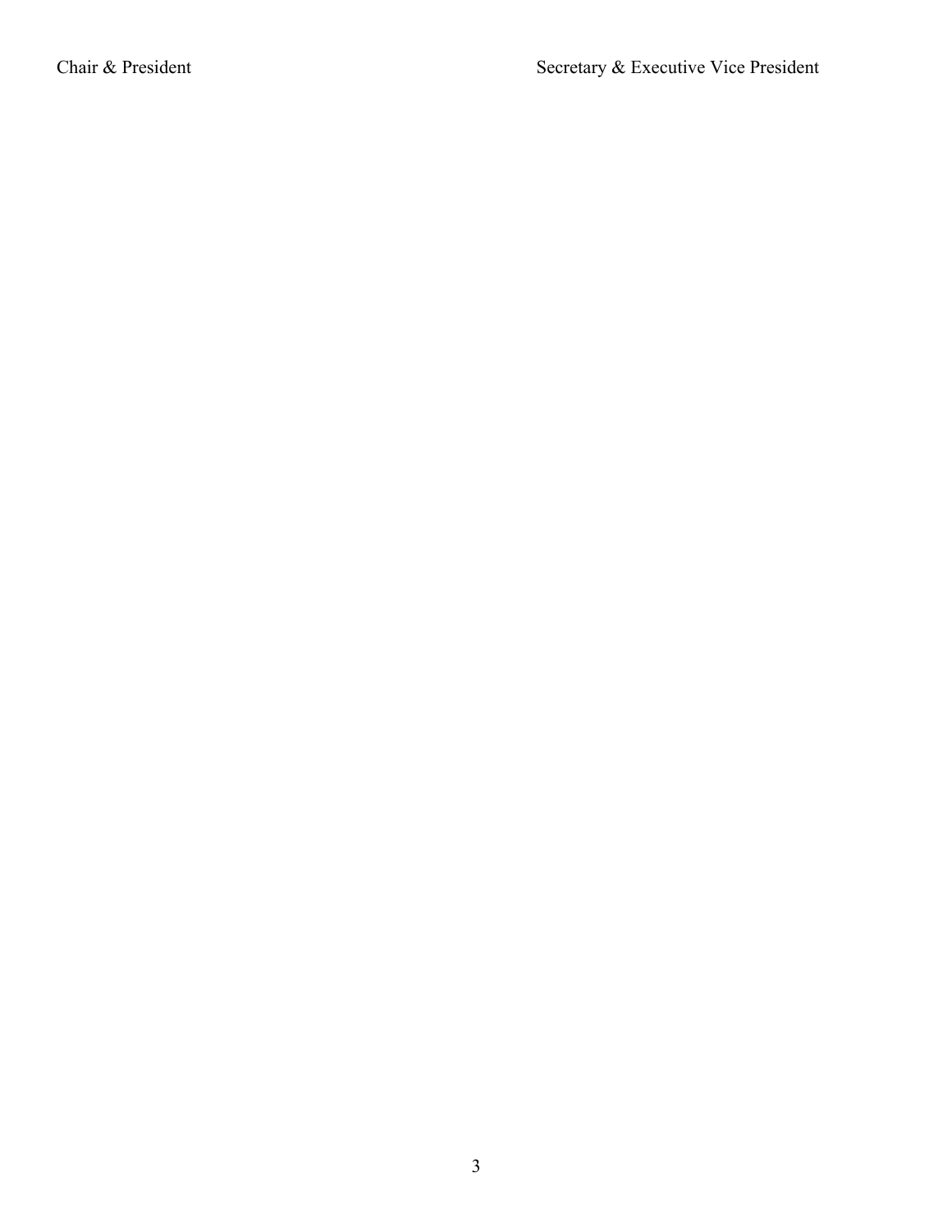Chair & President

Secretary & Executive Vice President